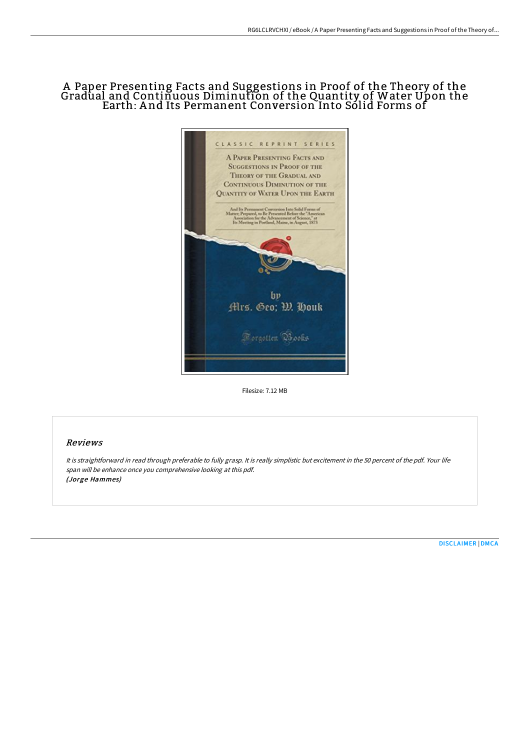# A Paper Presenting Facts and Suggestions in Proof of the Theory of the Gradual and Continuous Diminution of the Quantity of Water Upon the Earth: And Its Permanent Conversion Into Solid Forms of

Filesize: 7.12 MB

## Reviews

*It is straightforward in read through preferable to fully grasp. It is really simplistic but excitement in the 50 percent of the pdf. Your life span will be enhance once you comprehensive looking at this pdf.*
*(Jorge Hammes)*

DISCLAIMER | DMCA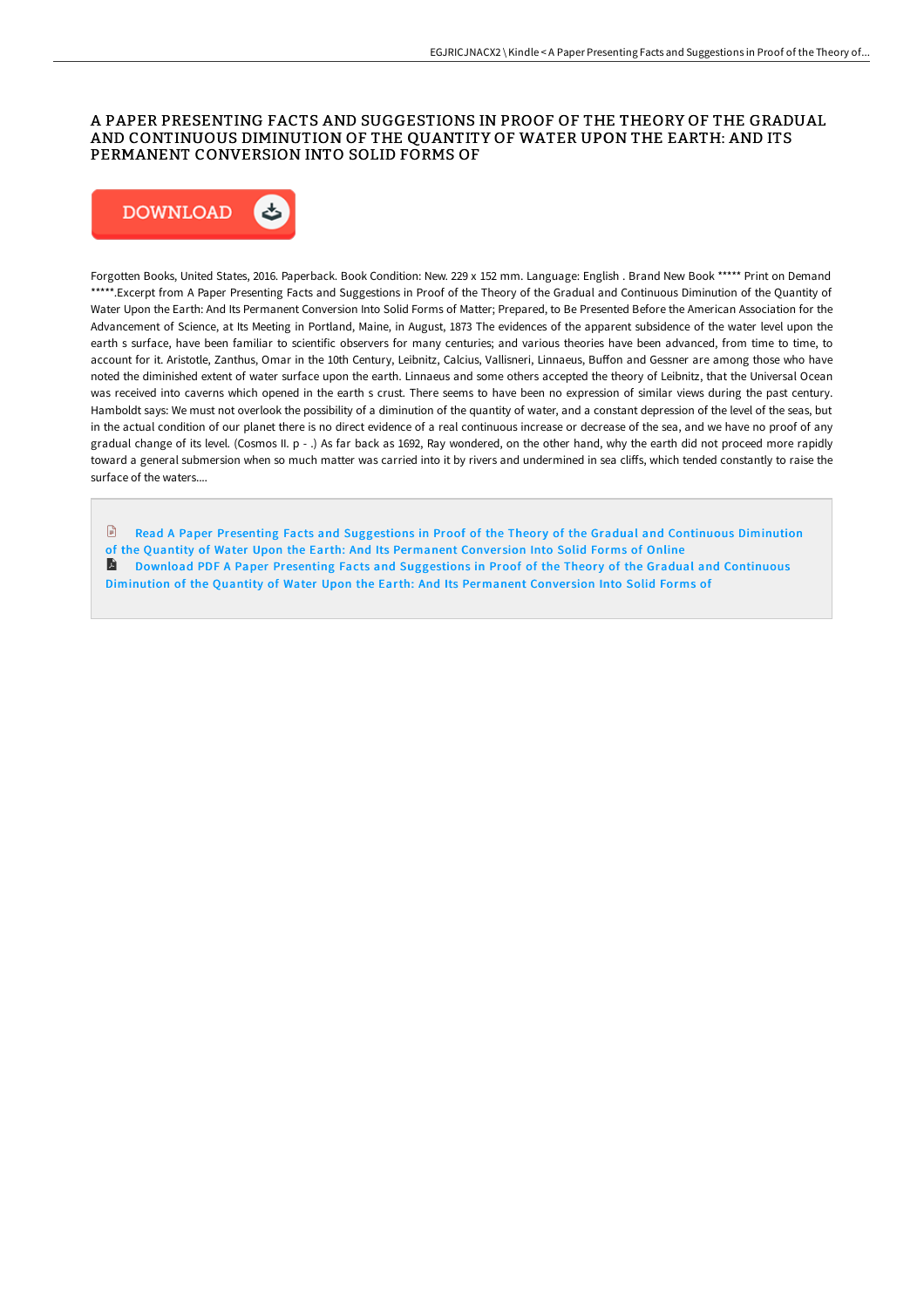# A PAPER PRESENTING FACTS AND SUGGESTIONS IN PROOF OF THE THEORY OF THE GRADUAL AND CONTINUOUS DIMINUTION OF THE QUANTITY OF WATER UPON THE EARTH: AND ITS PERMANENT CONVERSION INTO SOLID FORMS OF

DOWNLOAD

Forgotten Books, United States, 2016. Paperback. Book Condition: New. 229 x 152 mm. Language: English . Brand New Book ***** Print on Demand *****.Excerpt from A Paper Presenting Facts and Suggestions in Proof of the Theory of the Gradual and Continuous Diminution of the Quantity of Water Upon the Earth: And Its Permanent Conversion Into Solid Forms of Matter; Prepared, to Be Presented Before the American Association for the Advancement of Science, at Its Meeting in Portland, Maine, in August, 1873 The evidences of the apparent subsidence of the water level upon the earth s surface, have been familiar to scientific observers for many centuries; and various theories have been advanced, from time to time, to account for it. Aristotle, Zanthus, Omar in the 10th Century, Leibnitz, Calcius, Vallisneri, Linnaeus, Buffon and Gessner are among those who have noted the diminished extent of water surface upon the earth. Linnaeus and some others accepted the theory of Leibnitz, that the Universal Ocean was received into caverns which opened in the earth s crust. There seems to have been no expression of similar views during the past century. Hamboldt says: We must not overlook the possibility of a diminution of the quantity of water, and a constant depression of the level of the seas, but in the actual condition of our planet there is no direct evidence of a real continuous increase or decrease of the sea, and we have no proof of any gradual change of its level. (Cosmos II. p - .) As far back as 1692, Ray wondered, on the other hand, why the earth did not proceed more rapidly toward a general submersion when so much matter was carried into it by rivers and undermined in sea cliffs, which tended constantly to raise the surface of the waters....

Read A Paper Presenting Facts and Suggestions in Proof of the Theory of the Gradual and Continuous Diminution of the Quantity of Water Upon the Earth: And Its Permanent Conversion Into Solid Forms of Online

Download PDF A Paper Presenting Facts and Suggestions in Proof of the Theory of the Gradual and Continuous Diminution of the Quantity of Water Upon the Earth: And Its Permanent Conversion Into Solid Forms of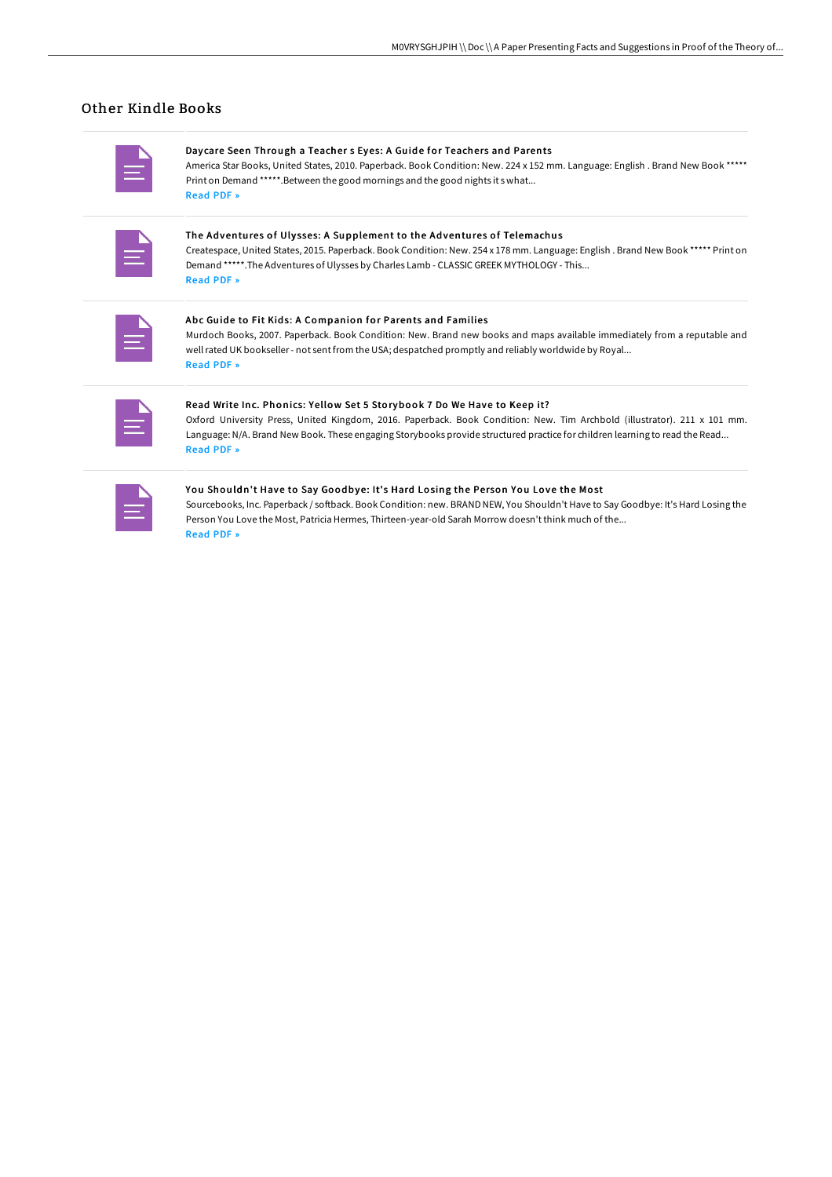## Other Kindle Books

### Daycare Seen Through a Teacher s Eyes: A Guide for Teachers and Parents

America Star Books, United States, 2010. Paperback. Book Condition: New. 224 x 152 mm. Language: English . Brand New Book ***** Print on Demand *****.Between the good mornings and the good nights it s what...

Read PDF »

### The Adventures of Ulysses: A Supplement to the Adventures of Telemachus

Createspace, United States, 2015. Paperback. Book Condition: New. 254 x 178 mm. Language: English . Brand New Book ***** Print on Demand *****.The Adventures of Ulysses by Charles Lamb - CLASSIC GREEK MYTHOLOGY - This...

Read PDF »

### Abc Guide to Fit Kids: A Companion for Parents and Families

Murdoch Books, 2007. Paperback. Book Condition: New. Brand new books and maps available immediately from a reputable and well rated UK bookseller - not sent from the USA; despatched promptly and reliably worldwide by Royal...

Read PDF »

### Read Write Inc. Phonics: Yellow Set 5 Storybook 7 Do We Have to Keep it?

Oxford University Press, United Kingdom, 2016. Paperback. Book Condition: New. Tim Archbold (illustrator). 211 x 101 mm. Language: N/A. Brand New Book. These engaging Storybooks provide structured practice for children learning to read the Read...

Read PDF »

### You Shouldn't Have to Say Goodbye: It's Hard Losing the Person You Love the Most

Sourcebooks, Inc. Paperback / softback. Book Condition: new. BRAND NEW, You Shouldn't Have to Say Goodbye: It's Hard Losing the Person You Love the Most, Patricia Hermes, Thirteen-year-old Sarah Morrow doesn't think much of the...

Read PDF »